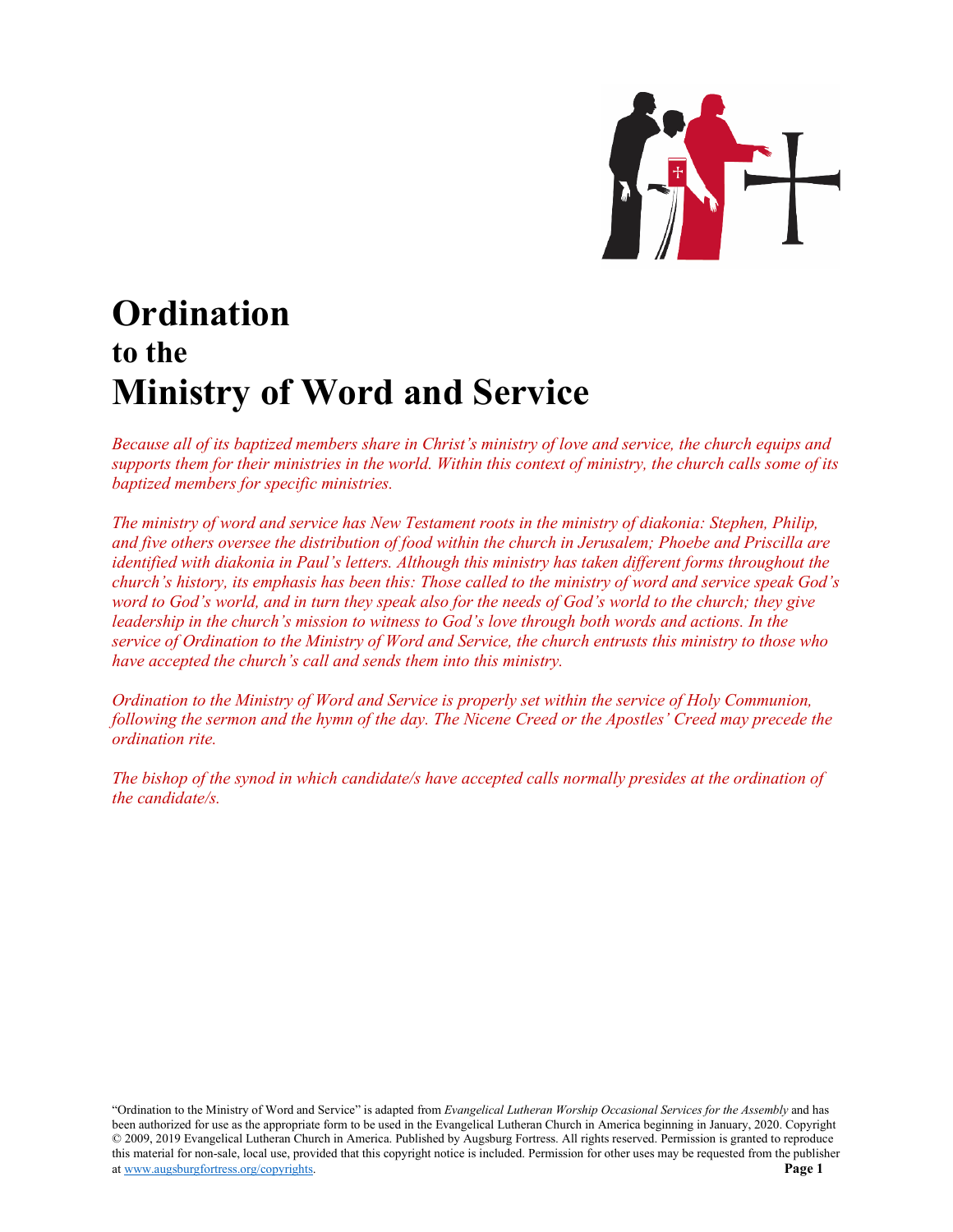# Ordination
## to the
# Ministry of Word and Service

*Because all of its baptized members share in Christ's ministry of love and service, the church equips and supports them for their ministries in the world. Within this context of ministry, the church calls some of its baptized members for specific ministries.*

*The ministry of word and service has New Testament roots in the ministry of diakonia: Stephen, Philip, and five others oversee the distribution of food within the church in Jerusalem; Phoebe and Priscilla are identified with diakonia in Paul's letters. Although this ministry has taken different forms throughout the church's history, its emphasis has been this: Those called to the ministry of word and service speak God's word to God's world, and in turn they speak also for the needs of God's world to the church; they give leadership in the church's mission to witness to God's love through both words and actions. In the service of Ordination to the Ministry of Word and Service, the church entrusts this ministry to those who have accepted the church's call and sends them into this ministry.*

*Ordination to the Ministry of Word and Service is properly set within the service of Holy Communion, following the sermon and the hymn of the day. The Nicene Creed or the Apostles' Creed may precede the ordination rite.*

*The bishop of the synod in which candidate/s have accepted calls normally presides at the ordination of the candidate/s.*

"Ordination to the Ministry of Word and Service" is adapted from *Evangelical Lutheran Worship Occasional Services for the Assembly* and has been authorized for use as the appropriate form to be used in the Evangelical Lutheran Church in America beginning in January, 2020. Copyright © 2009, 2019 Evangelical Lutheran Church in America. Published by Augsburg Fortress. All rights reserved. Permission is granted to reproduce this material for non-sale, local use, provided that this copyright notice is included. Permission for other uses may be requested from the publisher at www.augsburgfortress.org/copyrights.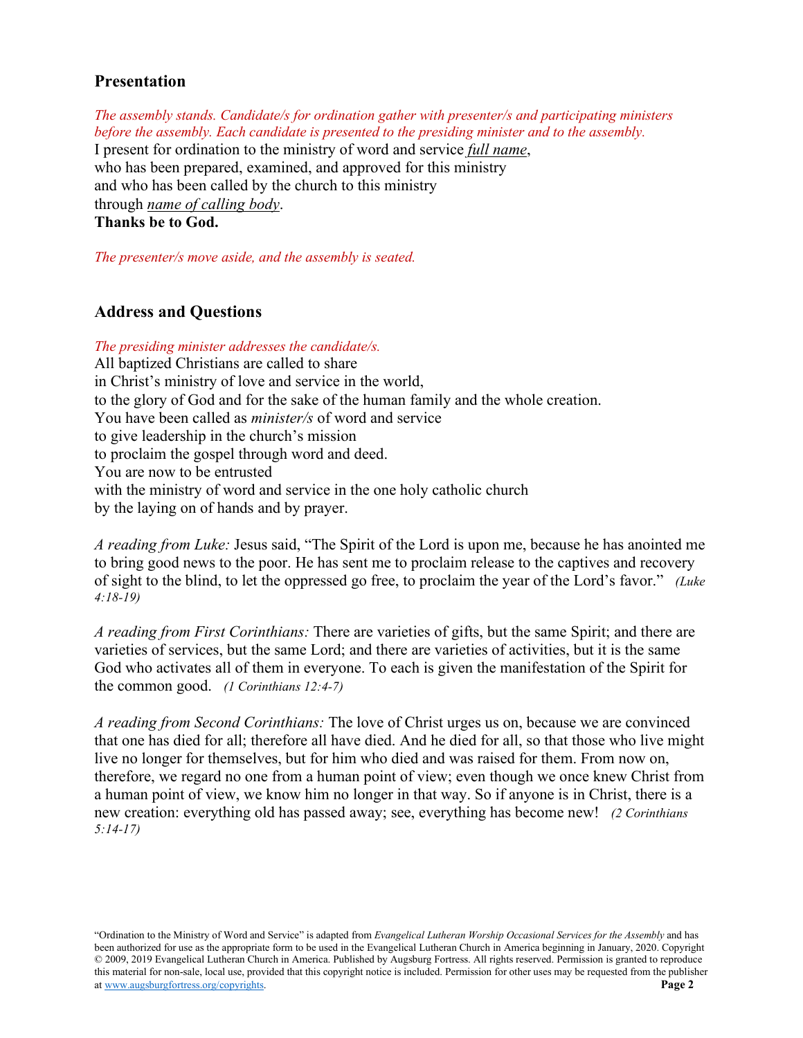## Presentation

*The assembly stands. Candidate/s for ordination gather with presenter/s and participating ministers before the assembly. Each candidate is presented to the presiding minister and to the assembly.*

I present for ordination to the ministry of word and service *full name*,
who has been prepared, examined, and approved for this ministry
and who has been called by the church to this ministry
through *name of calling body*.
**Thanks be to God.**

*The presenter/s move aside, and the assembly is seated.*

## Address and Questions

*The presiding minister addresses the candidate/s.*

All baptized Christians are called to share
in Christ's ministry of love and service in the world,
to the glory of God and for the sake of the human family and the whole creation.
You have been called as *minister/s* of word and service
to give leadership in the church's mission
to proclaim the gospel through word and deed.
You are now to be entrusted
with the ministry of word and service in the one holy catholic church
by the laying on of hands and by prayer.

*A reading from Luke:* Jesus said, "The Spirit of the Lord is upon me, because he has anointed me to bring good news to the poor. He has sent me to proclaim release to the captives and recovery of sight to the blind, to let the oppressed go free, to proclaim the year of the Lord's favor." *(Luke 4:18-19)*

*A reading from First Corinthians:* There are varieties of gifts, but the same Spirit; and there are varieties of services, but the same Lord; and there are varieties of activities, but it is the same God who activates all of them in everyone. To each is given the manifestation of the Spirit for the common good. *(1 Corinthians 12:4-7)*

*A reading from Second Corinthians:* The love of Christ urges us on, because we are convinced that one has died for all; therefore all have died. And he died for all, so that those who live might live no longer for themselves, but for him who died and was raised for them. From now on, therefore, we regard no one from a human point of view; even though we once knew Christ from a human point of view, we know him no longer in that way. So if anyone is in Christ, there is a new creation: everything old has passed away; see, everything has become new! *(2 Corinthians 5:14-17)*

"Ordination to the Ministry of Word and Service" is adapted from *Evangelical Lutheran Worship Occasional Services for the Assembly* and has been authorized for use as the appropriate form to be used in the Evangelical Lutheran Church in America beginning in January, 2020. Copyright © 2009, 2019 Evangelical Lutheran Church in America. Published by Augsburg Fortress. All rights reserved. Permission is granted to reproduce this material for non-sale, local use, provided that this copyright notice is included. Permission for other uses may be requested from the publisher at www.augsburgfortress.org/copyrights.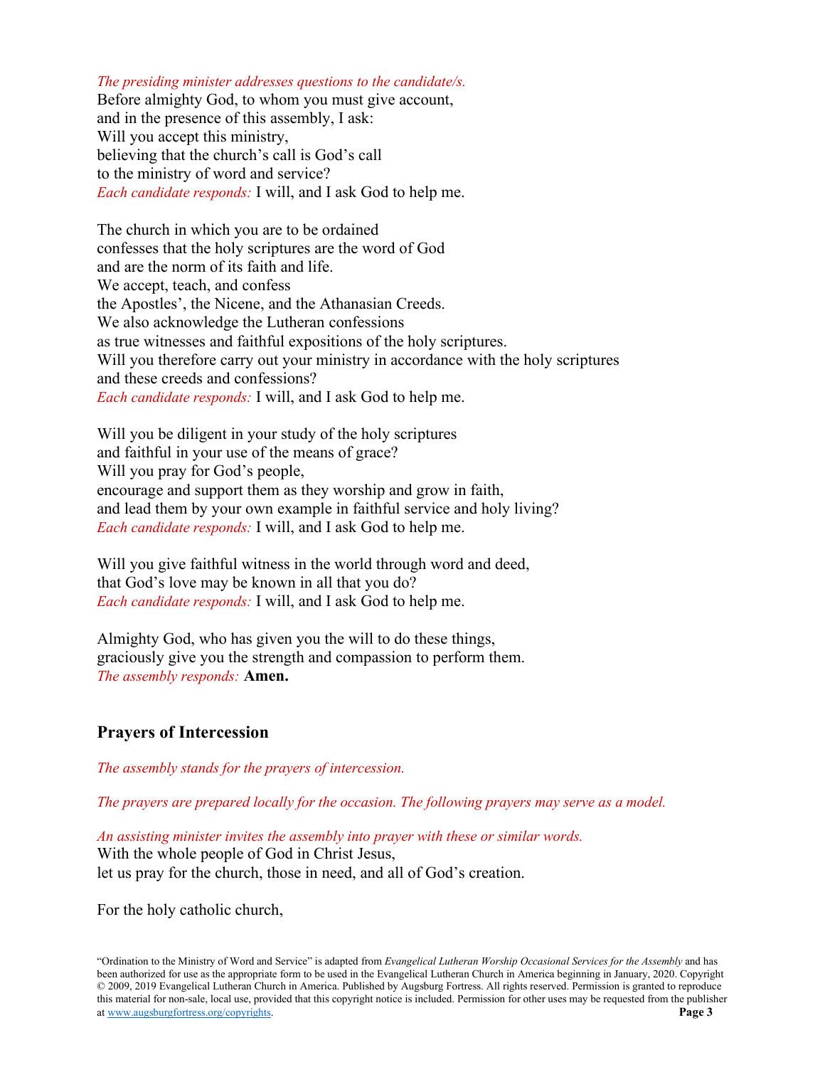*The presiding minister addresses questions to the candidate/s.*
Before almighty God, to whom you must give account,
and in the presence of this assembly, I ask:
Will you accept this ministry,
believing that the church's call is God's call
to the ministry of word and service?
*Each candidate responds:* I will, and I ask God to help me.

The church in which you are to be ordained
confesses that the holy scriptures are the word of God
and are the norm of its faith and life.
We accept, teach, and confess
the Apostles', the Nicene, and the Athanasian Creeds.
We also acknowledge the Lutheran confessions
as true witnesses and faithful expositions of the holy scriptures.
Will you therefore carry out your ministry in accordance with the holy scriptures
and these creeds and confessions?
*Each candidate responds:* I will, and I ask God to help me.

Will you be diligent in your study of the holy scriptures
and faithful in your use of the means of grace?
Will you pray for God's people,
encourage and support them as they worship and grow in faith,
and lead them by your own example in faithful service and holy living?
*Each candidate responds:* I will, and I ask God to help me.

Will you give faithful witness in the world through word and deed,
that God's love may be known in all that you do?
*Each candidate responds:* I will, and I ask God to help me.

Almighty God, who has given you the will to do these things,
graciously give you the strength and compassion to perform them.
*The assembly responds:* **Amen.**

## Prayers of Intercession

*The assembly stands for the prayers of intercession.*

*The prayers are prepared locally for the occasion. The following prayers may serve as a model.*

*An assisting minister invites the assembly into prayer with these or similar words.*
With the whole people of God in Christ Jesus,
let us pray for the church, those in need, and all of God's creation.

For the holy catholic church,

"Ordination to the Ministry of Word and Service" is adapted from *Evangelical Lutheran Worship Occasional Services for the Assembly* and has been authorized for use as the appropriate form to be used in the Evangelical Lutheran Church in America beginning in January, 2020. Copyright © 2009, 2019 Evangelical Lutheran Church in America. Published by Augsburg Fortress. All rights reserved. Permission is granted to reproduce this material for non-sale, local use, provided that this copyright notice is included. Permission for other uses may be requested from the publisher at www.augsburgfortress.org/copyrights.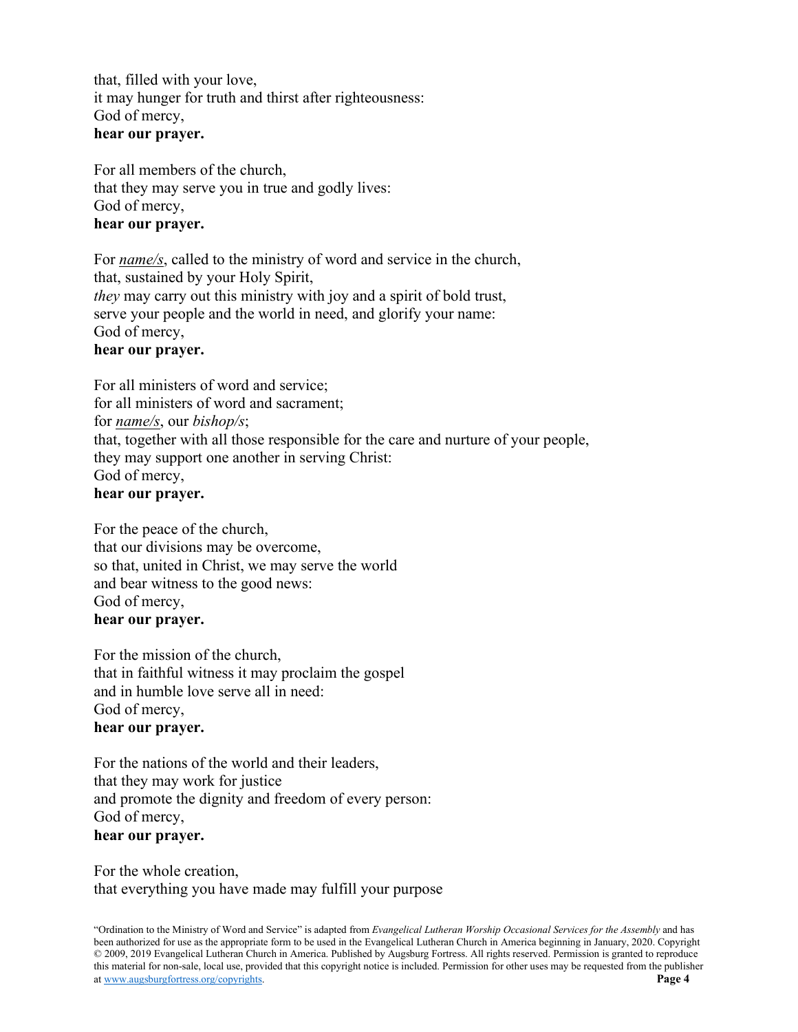that, filled with your love,  
it may hunger for truth and thirst after righteousness:  
God of mercy,  
**hear our prayer.**

For all members of the church,  
that they may serve you in true and godly lives:  
God of mercy,  
**hear our prayer.**

For <u>*name/s*</u>, called to the ministry of word and service in the church,  
that, sustained by your Holy Spirit,  
*they* may carry out this ministry with joy and a spirit of bold trust,  
serve your people and the world in need, and glorify your name:  
God of mercy,  
**hear our prayer.**

For all ministers of word and service;  
for all ministers of word and sacrament;  
for <u>*name/s*</u>, our *bishop/s*;  
that, together with all those responsible for the care and nurture of your people,  
they may support one another in serving Christ:  
God of mercy,  
**hear our prayer.**

For the peace of the church,  
that our divisions may be overcome,  
so that, united in Christ, we may serve the world  
and bear witness to the good news:  
God of mercy,  
**hear our prayer.**

For the mission of the church,  
that in faithful witness it may proclaim the gospel  
and in humble love serve all in need:  
God of mercy,  
**hear our prayer.**

For the nations of the world and their leaders,  
that they may work for justice  
and promote the dignity and freedom of every person:  
God of mercy,  
**hear our prayer.**

For the whole creation,  
that everything you have made may fulfill your purpose

"Ordination to the Ministry of Word and Service" is adapted from *Evangelical Lutheran Worship Occasional Services for the Assembly* and has been authorized for use as the appropriate form to be used in the Evangelical Lutheran Church in America beginning in January, 2020. Copyright © 2009, 2019 Evangelical Lutheran Church in America. Published by Augsburg Fortress. All rights reserved. Permission is granted to reproduce this material for non-sale, local use, provided that this copyright notice is included. Permission for other uses may be requested from the publisher at www.augsburgfortress.org/copyrights.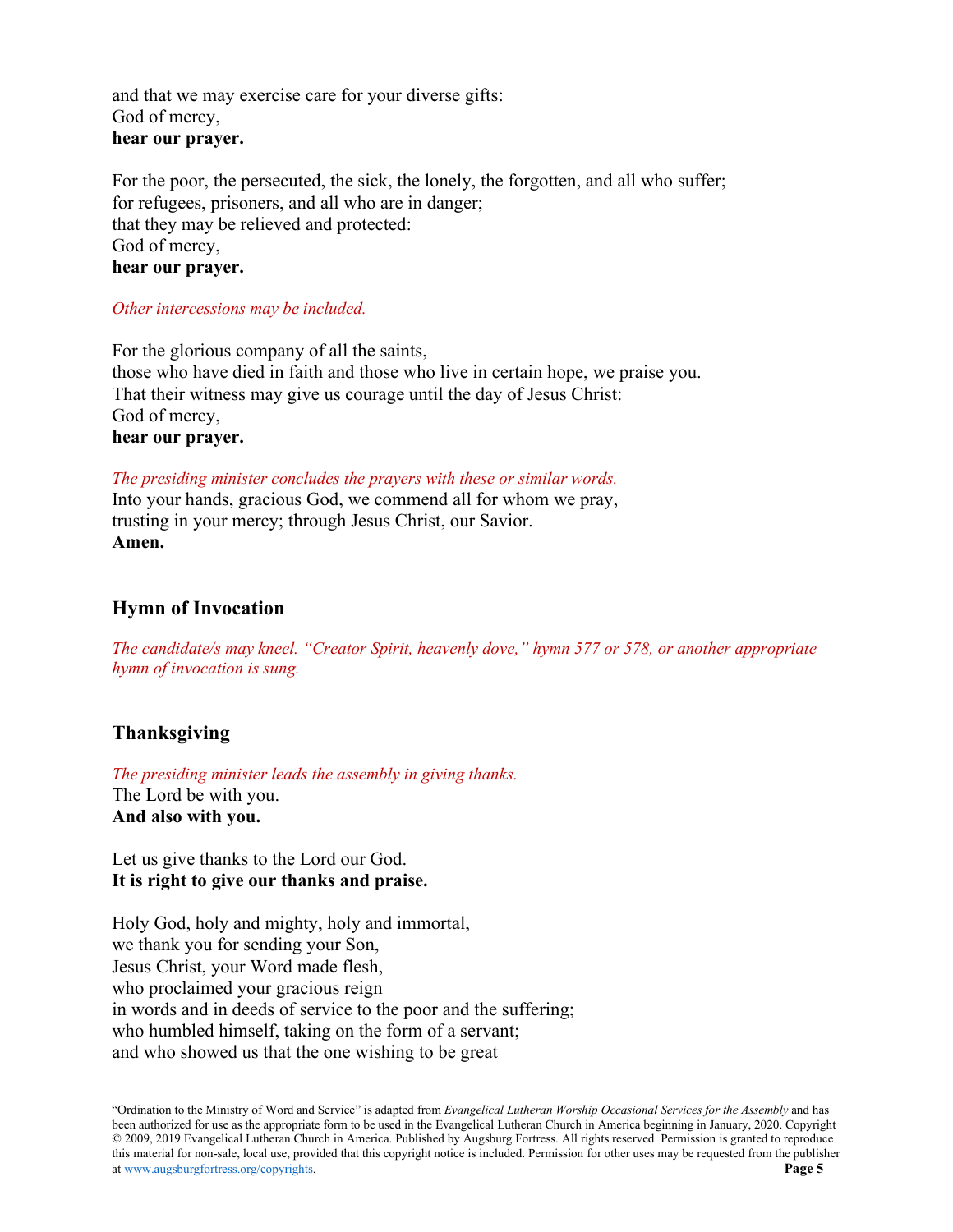and that we may exercise care for your diverse gifts:
God of mercy,
**hear our prayer.**

For the poor, the persecuted, the sick, the lonely, the forgotten, and all who suffer;
for refugees, prisoners, and all who are in danger;
that they may be relieved and protected:
God of mercy,
**hear our prayer.**

*Other intercessions may be included.*

For the glorious company of all the saints,
those who have died in faith and those who live in certain hope, we praise you.
That their witness may give us courage until the day of Jesus Christ:
God of mercy,
**hear our prayer.**

*The presiding minister concludes the prayers with these or similar words.*
Into your hands, gracious God, we commend all for whom we pray,
trusting in your mercy; through Jesus Christ, our Savior.
**Amen.**

## Hymn of Invocation

*The candidate/s may kneel. "Creator Spirit, heavenly dove," hymn 577 or 578, or another appropriate hymn of invocation is sung.*

## Thanksgiving

*The presiding minister leads the assembly in giving thanks.*
The Lord be with you.
**And also with you.**

Let us give thanks to the Lord our God.
**It is right to give our thanks and praise.**

Holy God, holy and mighty, holy and immortal,
we thank you for sending your Son,
Jesus Christ, your Word made flesh,
who proclaimed your gracious reign
in words and in deeds of service to the poor and the suffering;
who humbled himself, taking on the form of a servant;
and who showed us that the one wishing to be great

"Ordination to the Ministry of Word and Service" is adapted from *Evangelical Lutheran Worship Occasional Services for the Assembly* and has been authorized for use as the appropriate form to be used in the Evangelical Lutheran Church in America beginning in January, 2020. Copyright © 2009, 2019 Evangelical Lutheran Church in America. Published by Augsburg Fortress. All rights reserved. Permission is granted to reproduce this material for non-sale, local use, provided that this copyright notice is included. Permission for other uses may be requested from the publisher at www.augsburgfortress.org/copyrights.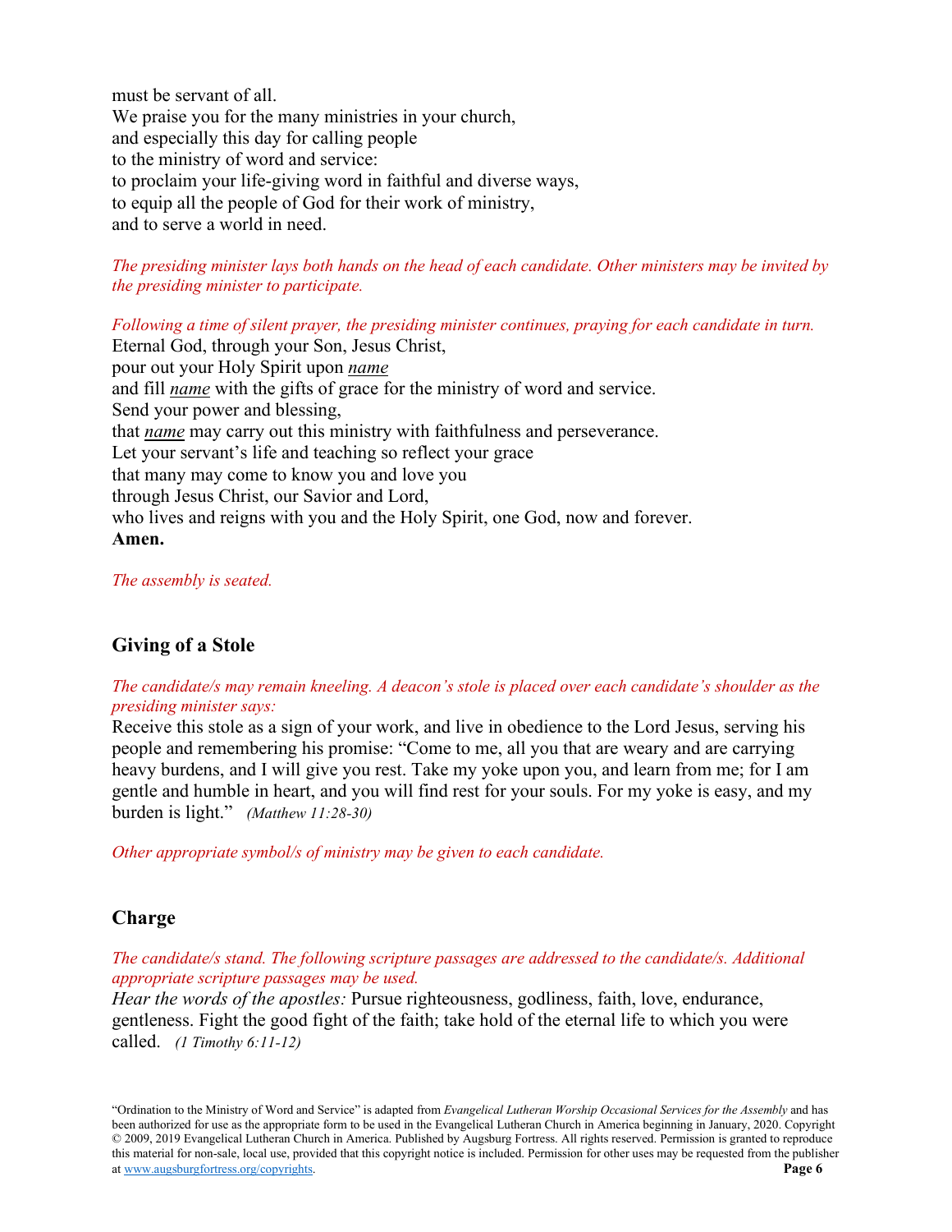must be servant of all.
We praise you for the many ministries in your church,
and especially this day for calling people
to the ministry of word and service:
to proclaim your life-giving word in faithful and diverse ways,
to equip all the people of God for their work of ministry,
and to serve a world in need.

*The presiding minister lays both hands on the head of each candidate. Other ministers may be invited by the presiding minister to participate.*

*Following a time of silent prayer, the presiding minister continues, praying for each candidate in turn.*
Eternal God, through your Son, Jesus Christ,
pour out your Holy Spirit upon *name*
and fill *name* with the gifts of grace for the ministry of word and service.
Send your power and blessing,
that *name* may carry out this ministry with faithfulness and perseverance.
Let your servant's life and teaching so reflect your grace
that many may come to know you and love you
through Jesus Christ, our Savior and Lord,
who lives and reigns with you and the Holy Spirit, one God, now and forever.
**Amen.**

*The assembly is seated.*

## Giving of a Stole

*The candidate/s may remain kneeling. A deacon's stole is placed over each candidate's shoulder as the presiding minister says:*
Receive this stole as a sign of your work, and live in obedience to the Lord Jesus, serving his people and remembering his promise: "Come to me, all you that are weary and are carrying heavy burdens, and I will give you rest. Take my yoke upon you, and learn from me; for I am gentle and humble in heart, and you will find rest for your souls. For my yoke is easy, and my burden is light." *(Matthew 11:28-30)*

*Other appropriate symbol/s of ministry may be given to each candidate.*

## Charge

*The candidate/s stand. The following scripture passages are addressed to the candidate/s. Additional appropriate scripture passages may be used.*
*Hear the words of the apostles:* Pursue righteousness, godliness, faith, love, endurance, gentleness. Fight the good fight of the faith; take hold of the eternal life to which you were called. *(1 Timothy 6:11-12)*

"Ordination to the Ministry of Word and Service" is adapted from *Evangelical Lutheran Worship Occasional Services for the Assembly* and has been authorized for use as the appropriate form to be used in the Evangelical Lutheran Church in America beginning in January, 2020. Copyright © 2009, 2019 Evangelical Lutheran Church in America. Published by Augsburg Fortress. All rights reserved. Permission is granted to reproduce this material for non-sale, local use, provided that this copyright notice is included. Permission for other uses may be requested from the publisher at www.augsburgfortress.org/copyrights.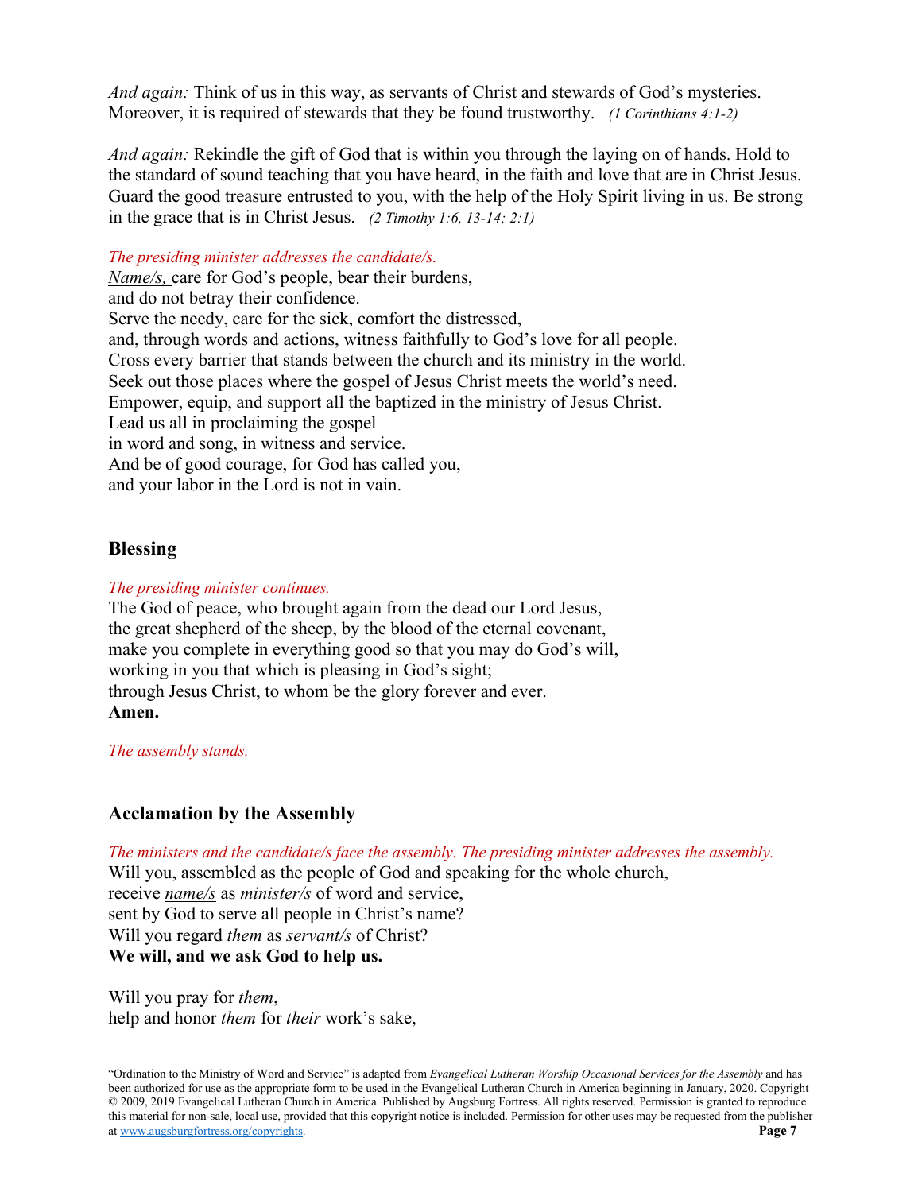*And again:* Think of us in this way, as servants of Christ and stewards of God's mysteries. Moreover, it is required of stewards that they be found trustworthy. *(1 Corinthians 4:1-2)*

*And again:* Rekindle the gift of God that is within you through the laying on of hands. Hold to the standard of sound teaching that you have heard, in the faith and love that are in Christ Jesus. Guard the good treasure entrusted to you, with the help of the Holy Spirit living in us. Be strong in the grace that is in Christ Jesus. *(2 Timothy 1:6, 13-14; 2:1)*

*The presiding minister addresses the candidate/s.*
*Name/s,* care for God's people, bear their burdens,
and do not betray their confidence.
Serve the needy, care for the sick, comfort the distressed,
and, through words and actions, witness faithfully to God's love for all people.
Cross every barrier that stands between the church and its ministry in the world.
Seek out those places where the gospel of Jesus Christ meets the world's need.
Empower, equip, and support all the baptized in the ministry of Jesus Christ.
Lead us all in proclaiming the gospel
in word and song, in witness and service.
And be of good courage, for God has called you,
and your labor in the Lord is not in vain.

## Blessing

*The presiding minister continues.*
The God of peace, who brought again from the dead our Lord Jesus,
the great shepherd of the sheep, by the blood of the eternal covenant,
make you complete in everything good so that you may do God's will,
working in you that which is pleasing in God's sight;
through Jesus Christ, to whom be the glory forever and ever.
**Amen.**

*The assembly stands.*

## Acclamation by the Assembly

*The ministers and the candidate/s face the assembly. The presiding minister addresses the assembly.*
Will you, assembled as the people of God and speaking for the whole church,
receive *name/s* as *minister/s* of word and service,
sent by God to serve all people in Christ's name?
Will you regard *them* as *servant/s* of Christ?
**We will, and we ask God to help us.**

Will you pray for *them*,
help and honor *them* for *their* work's sake,

"Ordination to the Ministry of Word and Service" is adapted from *Evangelical Lutheran Worship Occasional Services for the Assembly* and has been authorized for use as the appropriate form to be used in the Evangelical Lutheran Church in America beginning in January, 2020. Copyright © 2009, 2019 Evangelical Lutheran Church in America. Published by Augsburg Fortress. All rights reserved. Permission is granted to reproduce this material for non-sale, local use, provided that this copyright notice is included. Permission for other uses may be requested from the publisher at www.augsburgfortress.org/copyrights.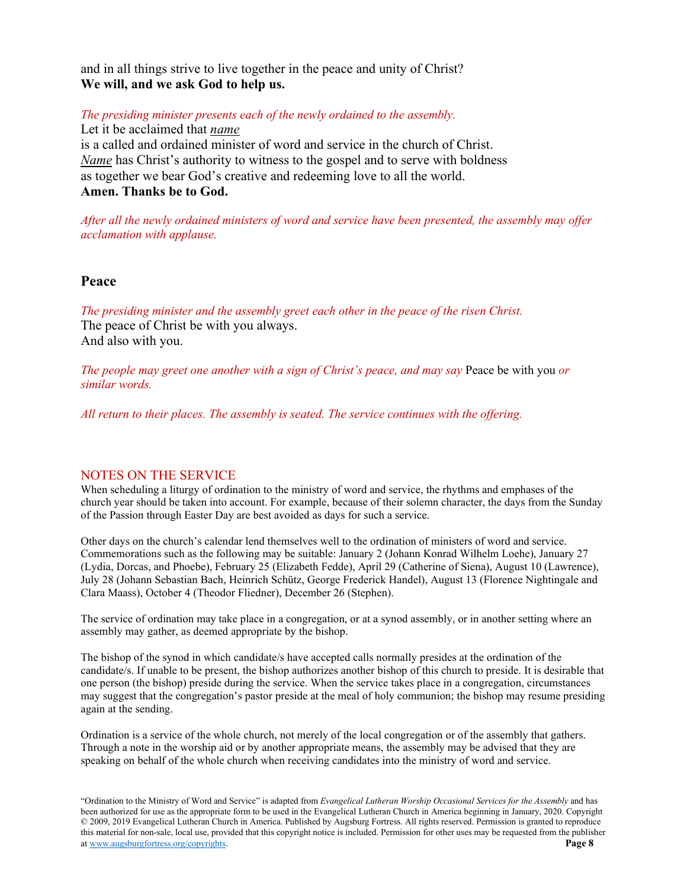and in all things strive to live together in the peace and unity of Christ?
**We will, and we ask God to help us.**

*The presiding minister presents each of the newly ordained to the assembly.*
Let it be acclaimed that *name*
is a called and ordained minister of word and service in the church of Christ.
*Name* has Christ's authority to witness to the gospel and to serve with boldness
as together we bear God's creative and redeeming love to all the world.
**Amen. Thanks be to God.**

*After all the newly ordained ministers of word and service have been presented, the assembly may offer acclamation with applause.*

## Peace

*The presiding minister and the assembly greet each other in the peace of the risen Christ.*
The peace of Christ be with you always.
And also with you.

*The people may greet one another with a sign of Christ's peace, and may say* Peace be with you *or similar words.*

*All return to their places. The assembly is seated. The service continues with the offering.*

## NOTES ON THE SERVICE

When scheduling a liturgy of ordination to the ministry of word and service, the rhythms and emphases of the church year should be taken into account. For example, because of their solemn character, the days from the Sunday of the Passion through Easter Day are best avoided as days for such a service.

Other days on the church's calendar lend themselves well to the ordination of ministers of word and service. Commemorations such as the following may be suitable: January 2 (Johann Konrad Wilhelm Loehe), January 27 (Lydia, Dorcas, and Phoebe), February 25 (Elizabeth Fedde), April 29 (Catherine of Siena), August 10 (Lawrence), July 28 (Johann Sebastian Bach, Heinrich Schütz, George Frederick Handel), August 13 (Florence Nightingale and Clara Maass), October 4 (Theodor Fliedner), December 26 (Stephen).

The service of ordination may take place in a congregation, or at a synod assembly, or in another setting where an assembly may gather, as deemed appropriate by the bishop.

The bishop of the synod in which candidate/s have accepted calls normally presides at the ordination of the candidate/s. If unable to be present, the bishop authorizes another bishop of this church to preside. It is desirable that one person (the bishop) preside during the service. When the service takes place in a congregation, circumstances may suggest that the congregation's pastor preside at the meal of holy communion; the bishop may resume presiding again at the sending.

Ordination is a service of the whole church, not merely of the local congregation or of the assembly that gathers. Through a note in the worship aid or by another appropriate means, the assembly may be advised that they are speaking on behalf of the whole church when receiving candidates into the ministry of word and service.

"Ordination to the Ministry of Word and Service" is adapted from *Evangelical Lutheran Worship Occasional Services for the Assembly* and has been authorized for use as the appropriate form to be used in the Evangelical Lutheran Church in America beginning in January, 2020. Copyright © 2009, 2019 Evangelical Lutheran Church in America. Published by Augsburg Fortress. All rights reserved. Permission is granted to reproduce this material for non-sale, local use, provided that this copyright notice is included. Permission for other uses may be requested from the publisher at www.augsburgfortress.org/copyrights.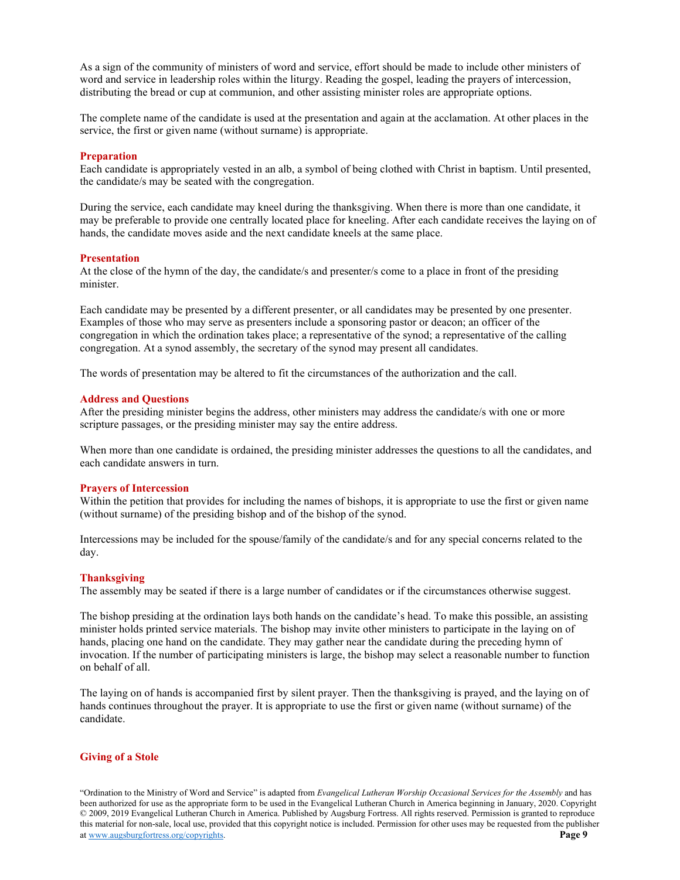As a sign of the community of ministers of word and service, effort should be made to include other ministers of word and service in leadership roles within the liturgy. Reading the gospel, leading the prayers of intercession, distributing the bread or cup at communion, and other assisting minister roles are appropriate options.

The complete name of the candidate is used at the presentation and again at the acclamation. At other places in the service, the first or given name (without surname) is appropriate.

### Preparation

Each candidate is appropriately vested in an alb, a symbol of being clothed with Christ in baptism. Until presented, the candidate/s may be seated with the congregation.

During the service, each candidate may kneel during the thanksgiving. When there is more than one candidate, it may be preferable to provide one centrally located place for kneeling. After each candidate receives the laying on of hands, the candidate moves aside and the next candidate kneels at the same place.

### Presentation

At the close of the hymn of the day, the candidate/s and presenter/s come to a place in front of the presiding minister.

Each candidate may be presented by a different presenter, or all candidates may be presented by one presenter. Examples of those who may serve as presenters include a sponsoring pastor or deacon; an officer of the congregation in which the ordination takes place; a representative of the synod; a representative of the calling congregation. At a synod assembly, the secretary of the synod may present all candidates.

The words of presentation may be altered to fit the circumstances of the authorization and the call.

### Address and Questions

After the presiding minister begins the address, other ministers may address the candidate/s with one or more scripture passages, or the presiding minister may say the entire address.

When more than one candidate is ordained, the presiding minister addresses the questions to all the candidates, and each candidate answers in turn.

### Prayers of Intercession

Within the petition that provides for including the names of bishops, it is appropriate to use the first or given name (without surname) of the presiding bishop and of the bishop of the synod.

Intercessions may be included for the spouse/family of the candidate/s and for any special concerns related to the day.

### Thanksgiving

The assembly may be seated if there is a large number of candidates or if the circumstances otherwise suggest.

The bishop presiding at the ordination lays both hands on the candidate's head. To make this possible, an assisting minister holds printed service materials. The bishop may invite other ministers to participate in the laying on of hands, placing one hand on the candidate. They may gather near the candidate during the preceding hymn of invocation. If the number of participating ministers is large, the bishop may select a reasonable number to function on behalf of all.

The laying on of hands is accompanied first by silent prayer. Then the thanksgiving is prayed, and the laying on of hands continues throughout the prayer. It is appropriate to use the first or given name (without surname) of the candidate.

### Giving of a Stole

"Ordination to the Ministry of Word and Service" is adapted from *Evangelical Lutheran Worship Occasional Services for the Assembly* and has been authorized for use as the appropriate form to be used in the Evangelical Lutheran Church in America beginning in January, 2020. Copyright © 2009, 2019 Evangelical Lutheran Church in America. Published by Augsburg Fortress. All rights reserved. Permission is granted to reproduce this material for non-sale, local use, provided that this copyright notice is included. Permission for other uses may be requested from the publisher at www.augsburgfortress.org/copyrights.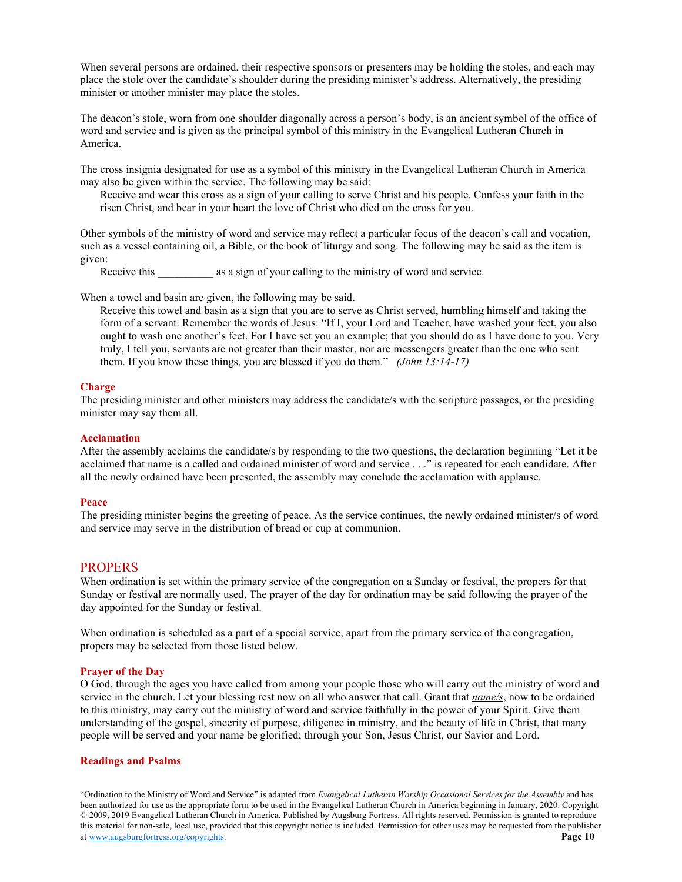When several persons are ordained, their respective sponsors or presenters may be holding the stoles, and each may place the stole over the candidate's shoulder during the presiding minister's address. Alternatively, the presiding minister or another minister may place the stoles.

The deacon's stole, worn from one shoulder diagonally across a person's body, is an ancient symbol of the office of word and service and is given as the principal symbol of this ministry in the Evangelical Lutheran Church in America.

The cross insignia designated for use as a symbol of this ministry in the Evangelical Lutheran Church in America may also be given within the service. The following may be said:

> Receive and wear this cross as a sign of your calling to serve Christ and his people. Confess your faith in the risen Christ, and bear in your heart the love of Christ who died on the cross for you.

Other symbols of the ministry of word and service may reflect a particular focus of the deacon's call and vocation, such as a vessel containing oil, a Bible, or the book of liturgy and song. The following may be said as the item is given:

> Receive this __________ as a sign of your calling to the ministry of word and service.

When a towel and basin are given, the following may be said.

> Receive this towel and basin as a sign that you are to serve as Christ served, humbling himself and taking the form of a servant. Remember the words of Jesus: "If I, your Lord and Teacher, have washed your feet, you also ought to wash one another's feet. For I have set you an example; that you should do as I have done to you. Very truly, I tell you, servants are not greater than their master, nor are messengers greater than the one who sent them. If you know these things, you are blessed if you do them." *(John 13:14-17)*

### Charge

The presiding minister and other ministers may address the candidate/s with the scripture passages, or the presiding minister may say them all.

### Acclamation

After the assembly acclaims the candidate/s by responding to the two questions, the declaration beginning "Let it be acclaimed that name is a called and ordained minister of word and service . . ." is repeated for each candidate. After all the newly ordained have been presented, the assembly may conclude the acclamation with applause.

### Peace

The presiding minister begins the greeting of peace. As the service continues, the newly ordained minister/s of word and service may serve in the distribution of bread or cup at communion.

## PROPERS

When ordination is set within the primary service of the congregation on a Sunday or festival, the propers for that Sunday or festival are normally used. The prayer of the day for ordination may be said following the prayer of the day appointed for the Sunday or festival.

When ordination is scheduled as a part of a special service, apart from the primary service of the congregation, propers may be selected from those listed below.

### Prayer of the Day

O God, through the ages you have called from among your people those who will carry out the ministry of word and service in the church. Let your blessing rest now on all who answer that call. Grant that ***name/s***, now to be ordained to this ministry, may carry out the ministry of word and service faithfully in the power of your Spirit. Give them understanding of the gospel, sincerity of purpose, diligence in ministry, and the beauty of life in Christ, that many people will be served and your name be glorified; through your Son, Jesus Christ, our Savior and Lord.

### Readings and Psalms

"Ordination to the Ministry of Word and Service" is adapted from *Evangelical Lutheran Worship Occasional Services for the Assembly* and has been authorized for use as the appropriate form to be used in the Evangelical Lutheran Church in America beginning in January, 2020. Copyright © 2009, 2019 Evangelical Lutheran Church in America. Published by Augsburg Fortress. All rights reserved. Permission is granted to reproduce this material for non-sale, local use, provided that this copyright notice is included. Permission for other uses may be requested from the publisher at www.augsburgfortress.org/copyrights.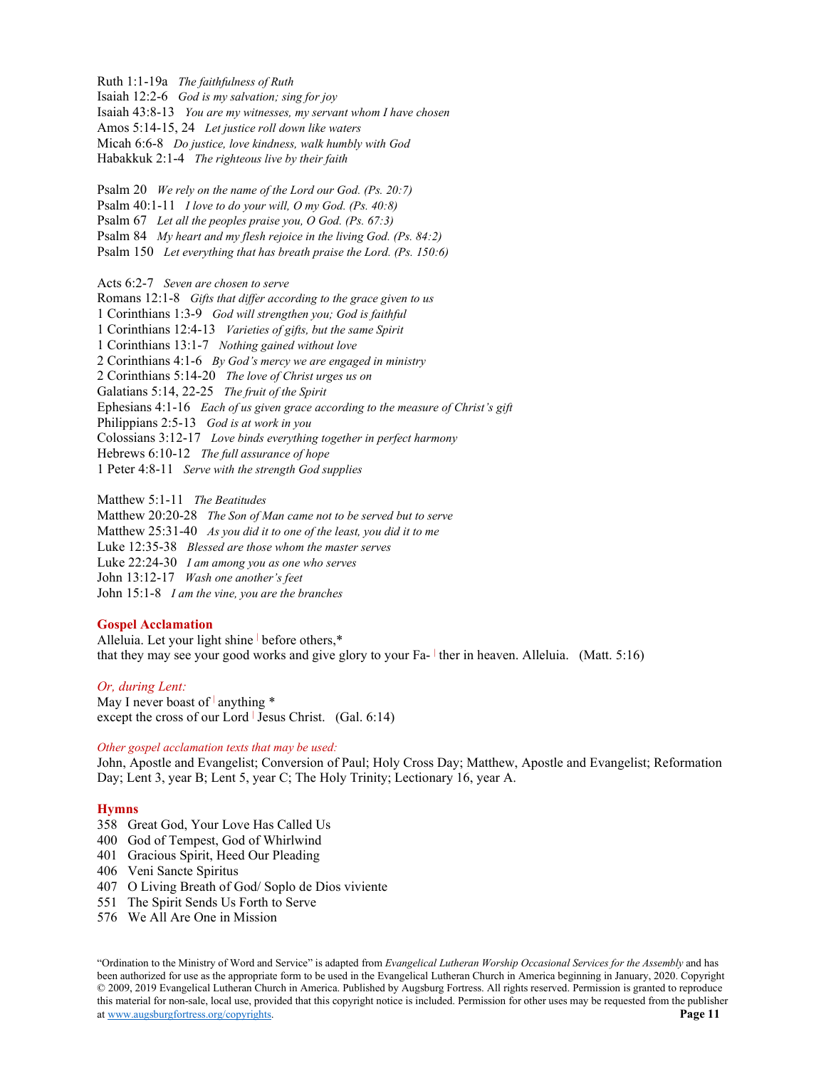Ruth 1:1-19a *The faithfulness of Ruth*
Isaiah 12:2-6 *God is my salvation; sing for joy*
Isaiah 43:8-13 *You are my witnesses, my servant whom I have chosen*
Amos 5:14-15, 24 *Let justice roll down like waters*
Micah 6:6-8 *Do justice, love kindness, walk humbly with God*
Habakkuk 2:1-4 *The righteous live by their faith*

Psalm 20 *We rely on the name of the Lord our God. (Ps. 20:7)*
Psalm 40:1-11 *I love to do your will, O my God. (Ps. 40:8)*
Psalm 67 *Let all the peoples praise you, O God. (Ps. 67:3)*
Psalm 84 *My heart and my flesh rejoice in the living God. (Ps. 84:2)*
Psalm 150 *Let everything that has breath praise the Lord. (Ps. 150:6)*

Acts 6:2-7 *Seven are chosen to serve*
Romans 12:1-8 *Gifts that differ according to the grace given to us*
1 Corinthians 1:3-9 *God will strengthen you; God is faithful*
1 Corinthians 12:4-13 *Varieties of gifts, but the same Spirit*
1 Corinthians 13:1-7 *Nothing gained without love*
2 Corinthians 4:1-6 *By God's mercy we are engaged in ministry*
2 Corinthians 5:14-20 *The love of Christ urges us on*
Galatians 5:14, 22-25 *The fruit of the Spirit*
Ephesians 4:1-16 *Each of us given grace according to the measure of Christ's gift*
Philippians 2:5-13 *God is at work in you*
Colossians 3:12-17 *Love binds everything together in perfect harmony*
Hebrews 6:10-12 *The full assurance of hope*
1 Peter 4:8-11 *Serve with the strength God supplies*

Matthew 5:1-11 *The Beatitudes*
Matthew 20:20-28 *The Son of Man came not to be served but to serve*
Matthew 25:31-40 *As you did it to one of the least, you did it to me*
Luke 12:35-38 *Blessed are those whom the master serves*
Luke 22:24-30 *I am among you as one who serves*
John 13:12-17 *Wash one another's feet*
John 15:1-8 *I am the vine, you are the branches*

## Gospel Acclamation

Alleluia. Let your light shine | before others,*
that they may see your good works and give glory to your Fa- | ther in heaven. Alleluia. (Matt. 5:16)

*Or, during Lent:*
May I never boast of | anything *
except the cross of our Lord | Jesus Christ. (Gal. 6:14)

*Other gospel acclamation texts that may be used:*
John, Apostle and Evangelist; Conversion of Paul; Holy Cross Day; Matthew, Apostle and Evangelist; Reformation Day; Lent 3, year B; Lent 5, year C; The Holy Trinity; Lectionary 16, year A.

## Hymns

358 Great God, Your Love Has Called Us
400 God of Tempest, God of Whirlwind
401 Gracious Spirit, Heed Our Pleading
406 Veni Sancte Spiritus
407 O Living Breath of God/ Soplo de Dios viviente
551 The Spirit Sends Us Forth to Serve
576 We All Are One in Mission

"Ordination to the Ministry of Word and Service" is adapted from *Evangelical Lutheran Worship Occasional Services for the Assembly* and has been authorized for use as the appropriate form to be used in the Evangelical Lutheran Church in America beginning in January, 2020. Copyright © 2009, 2019 Evangelical Lutheran Church in America. Published by Augsburg Fortress. All rights reserved. Permission is granted to reproduce this material for non-sale, local use, provided that this copyright notice is included. Permission for other uses may be requested from the publisher at www.augsburgfortress.org/copyrights.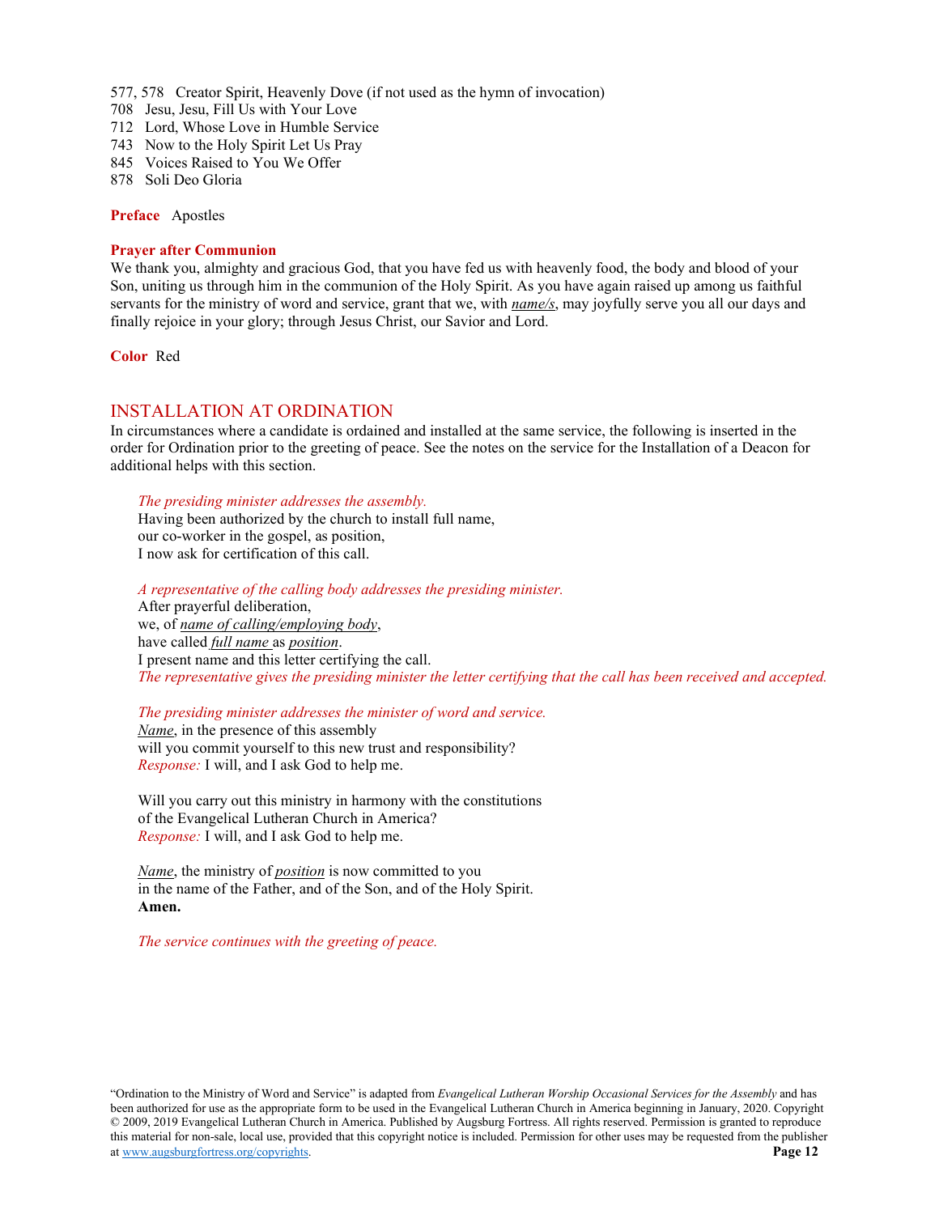577, 578 Creator Spirit, Heavenly Dove (if not used as the hymn of invocation)
708 Jesu, Jesu, Fill Us with Your Love
712 Lord, Whose Love in Humble Service
743 Now to the Holy Spirit Let Us Pray
845 Voices Raised to You We Offer
878 Soli Deo Gloria

**Preface** Apostles

**Prayer after Communion**
We thank you, almighty and gracious God, that you have fed us with heavenly food, the body and blood of your Son, uniting us through him in the communion of the Holy Spirit. As you have again raised up among us faithful servants for the ministry of word and service, grant that we, with *name/s*, may joyfully serve you all our days and finally rejoice in your glory; through Jesus Christ, our Savior and Lord.

**Color** Red

## INSTALLATION AT ORDINATION

In circumstances where a candidate is ordained and installed at the same service, the following is inserted in the order for Ordination prior to the greeting of peace. See the notes on the service for the Installation of a Deacon for additional helps with this section.

*The presiding minister addresses the assembly.*
Having been authorized by the church to install full name,
our co-worker in the gospel, as position,
I now ask for certification of this call.

*A representative of the calling body addresses the presiding minister.*
After prayerful deliberation,
we, of *name of calling/employing body*,
have called *full name* as *position*.
I present name and this letter certifying the call.
*The representative gives the presiding minister the letter certifying that the call has been received and accepted.*

*The presiding minister addresses the minister of word and service.*
*Name*, in the presence of this assembly
will you commit yourself to this new trust and responsibility?
*Response:* I will, and I ask God to help me.

Will you carry out this ministry in harmony with the constitutions
of the Evangelical Lutheran Church in America?
*Response:* I will, and I ask God to help me.

*Name*, the ministry of *position* is now committed to you
in the name of the Father, and of the Son, and of the Holy Spirit.
**Amen.**

*The service continues with the greeting of peace.*

"Ordination to the Ministry of Word and Service" is adapted from *Evangelical Lutheran Worship Occasional Services for the Assembly* and has been authorized for use as the appropriate form to be used in the Evangelical Lutheran Church in America beginning in January, 2020. Copyright © 2009, 2019 Evangelical Lutheran Church in America. Published by Augsburg Fortress. All rights reserved. Permission is granted to reproduce this material for non-sale, local use, provided that this copyright notice is included. Permission for other uses may be requested from the publisher at www.augsburgfortress.org/copyrights.